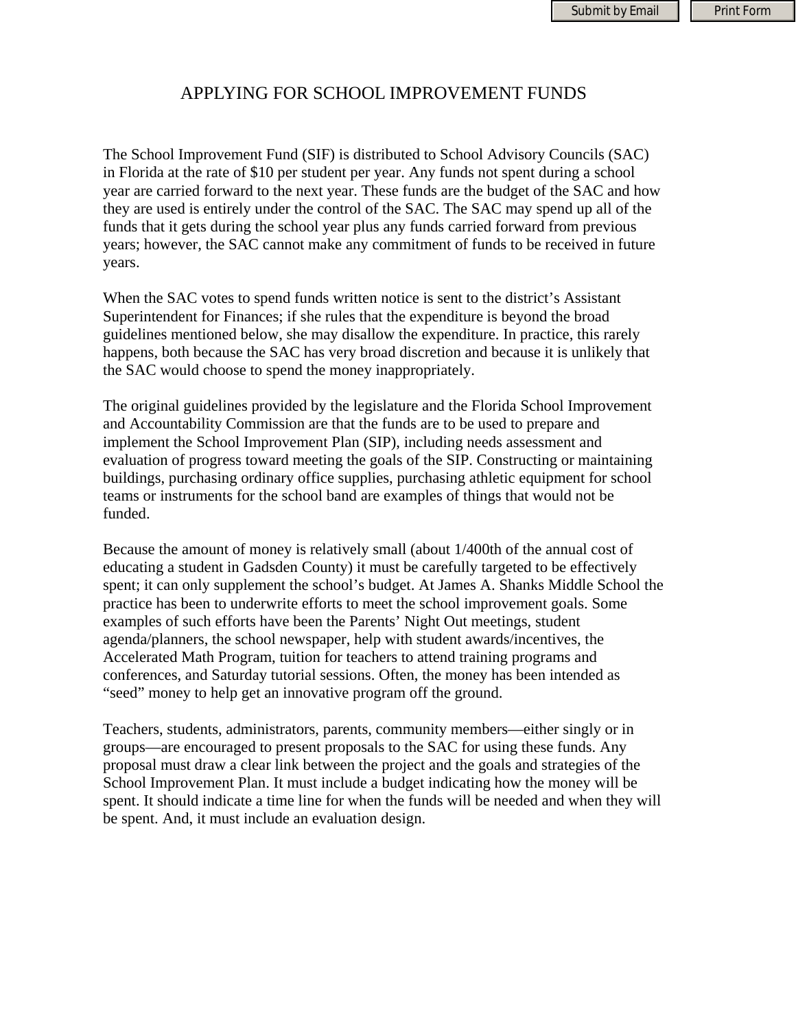# APPLYING FOR SCHOOL IMPROVEMENT FUNDS

The School Improvement Fund (SIF) is distributed to School Advisory Councils (SAC) in Florida at the rate of $10 per student per year. Any funds not spent during a school year are carried forward to the next year. These funds are the budget of the SAC and how they are used is entirely under the control of the SAC. The SAC may spend up all of the funds that it gets during the school year plus any funds carried forward from previous years; however, the SAC cannot make any commitment of funds to be received in future years.

When the SAC votes to spend funds written notice is sent to the district's Assistant Superintendent for Finances; if she rules that the expenditure is beyond the broad guidelines mentioned below, she may disallow the expenditure. In practice, this rarely happens, both because the SAC has very broad discretion and because it is unlikely that the SAC would choose to spend the money inappropriately.

The original guidelines provided by the legislature and the Florida School Improvement and Accountability Commission are that the funds are to be used to prepare and implement the School Improvement Plan (SIP), including needs assessment and evaluation of progress toward meeting the goals of the SIP. Constructing or maintaining buildings, purchasing ordinary office supplies, purchasing athletic equipment for school teams or instruments for the school band are examples of things that would not be funded.

Because the amount of money is relatively small (about 1/400th of the annual cost of educating a student in Gadsden County) it must be carefully targeted to be effectively spent; it can only supplement the school's budget. At James A. Shanks Middle School the practice has been to underwrite efforts to meet the school improvement goals. Some examples of such efforts have been the Parents' Night Out meetings, student agenda/planners, the school newspaper, help with student awards/incentives, the Accelerated Math Program, tuition for teachers to attend training programs and conferences, and Saturday tutorial sessions. Often, the money has been intended as "seed" money to help get an innovative program off the ground.

Teachers, students, administrators, parents, community members—either singly or in groups—are encouraged to present proposals to the SAC for using these funds. Any proposal must draw a clear link between the project and the goals and strategies of the School Improvement Plan. It must include a budget indicating how the money will be spent. It should indicate a time line for when the funds will be needed and when they will be spent. And, it must include an evaluation design.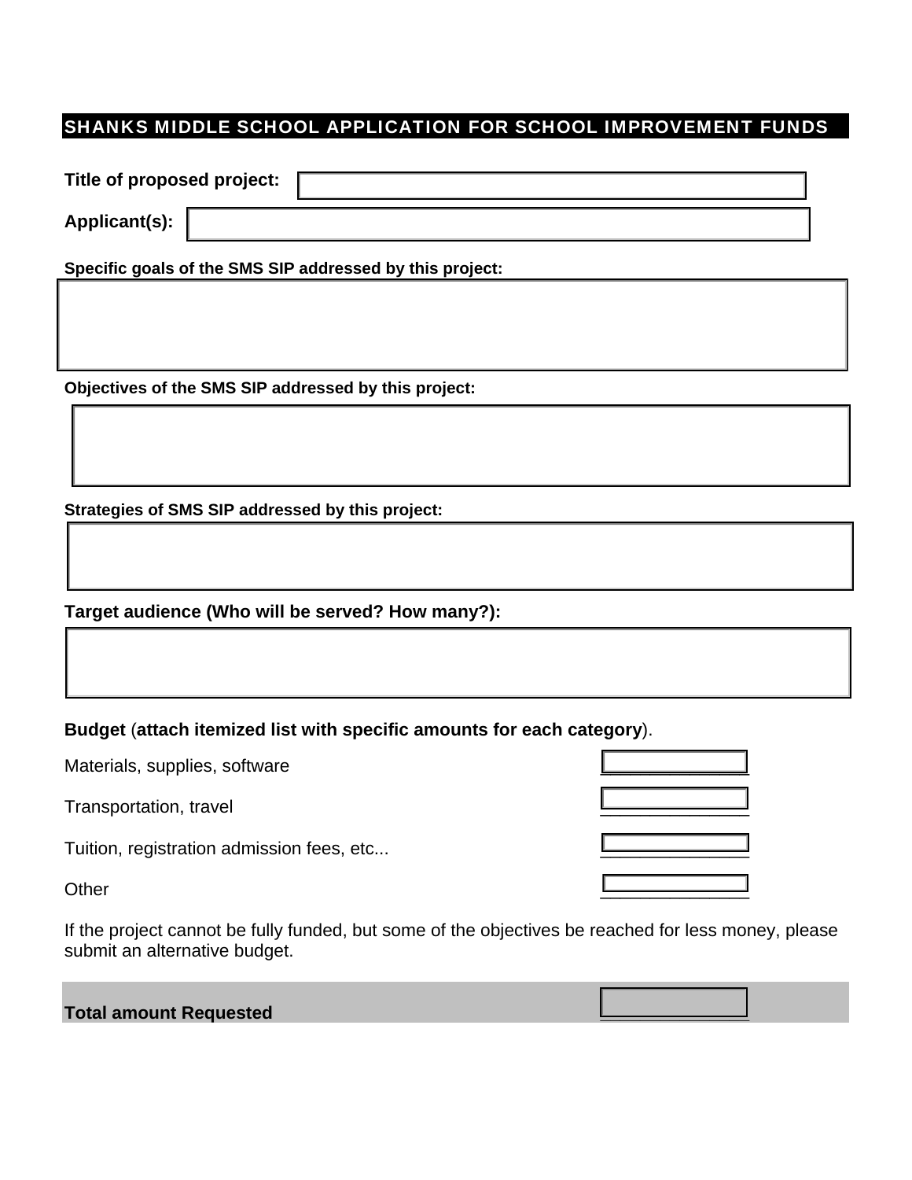## SHANKS MIDDLE SCHOOL APPLICATION FOR SCHOOL IMPROVEMENT FUNDS

**Title of proposed project:**

**Applicant(s):**

**Specific goals of the SMS SIP addressed by this project:**

**Objectives of the SMS SIP addressed by this project:**

**Strategies of SMS SIP addressed by this project:**

**Target audience (Who will be served? How many?):**

**Budget** (**attach itemized list with specific amounts for each category**).

| | |
|---|---|
| Materials, supplies, software | |
| Transportation, travel | |
| Tuition, registration admission fees, etc... | |
| Other | |

If the project cannot be fully funded, but some of the objectives be reached for less money, please submit an alternative budget.

| | |
|---|---|
| **Total amount Requested** | |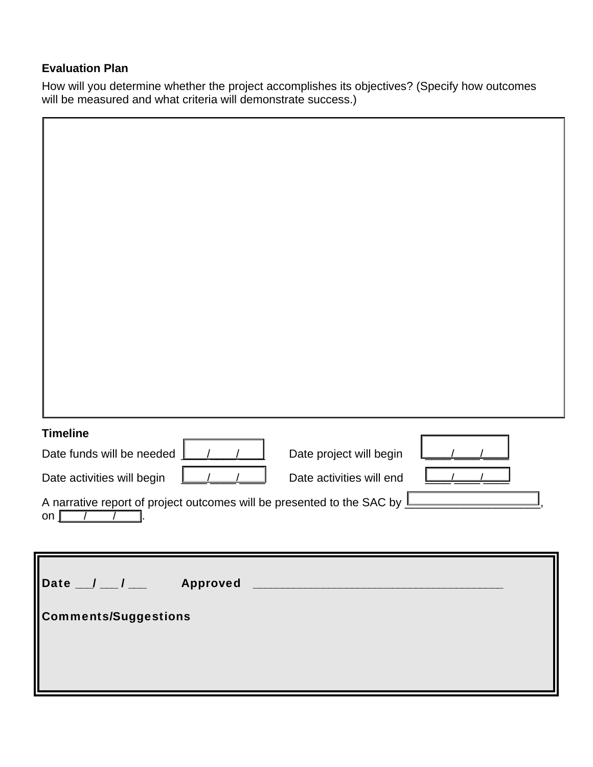**Evaluation Plan**

How will you determine whether the project accomplishes its objectives? (Specify how outcomes will be measured and what criteria will demonstrate success.)

**Timeline**

Date funds will be needed ____/____/____ Date project will begin ____/____/____

Date activities will begin ____/____/____ Date activities will end ____/____/____

A narrative report of project outcomes will be presented to the SAC by ____________________, on ____/____/____.

**Date __/ __ / __ Approved ____________________________________**

**Comments/Suggestions**